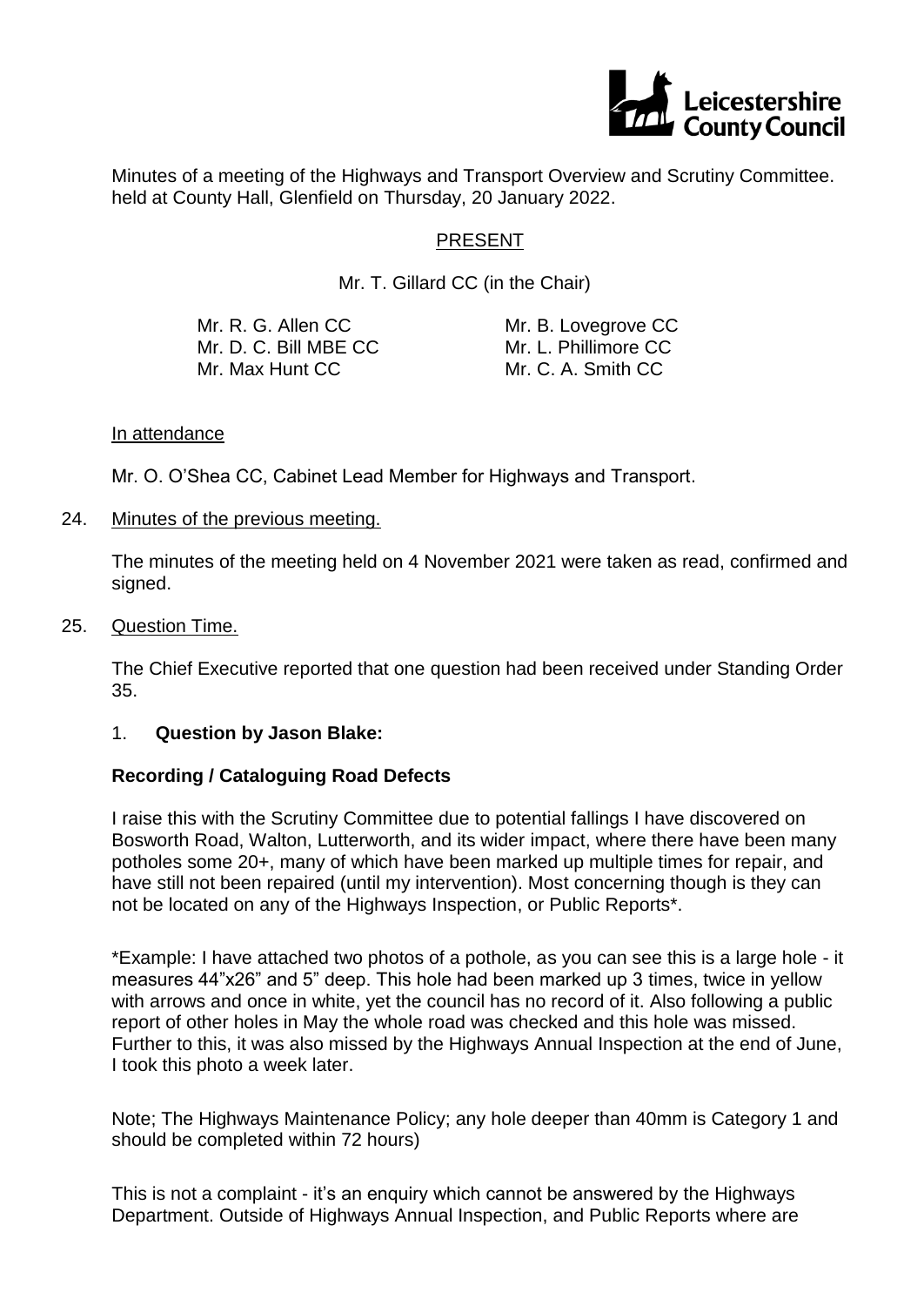Minutes of a meeting of the Highways and Transport Overview and Scrutiny Committee. held at County Hall, Glenfield on Thursday, 20 January 2022.

## PRESENT

Mr. T. Gillard CC (in the Chair)

Mr. R. G. Allen CC
Mr. D. C. Bill MBE CC
Mr. Max Hunt CC
Mr. B. Lovegrove CC
Mr. L. Phillimore CC
Mr. C. A. Smith CC

In attendance

Mr. O. O'Shea CC, Cabinet Lead Member for Highways and Transport.

### 24. Minutes of the previous meeting.

The minutes of the meeting held on 4 November 2021 were taken as read, confirmed and signed.

### 25. Question Time.

The Chief Executive reported that one question had been received under Standing Order 35.

1. **Question by Jason Blake:**

**Recording / Cataloguing Road Defects**

I raise this with the Scrutiny Committee due to potential fallings I have discovered on Bosworth Road, Walton, Lutterworth, and its wider impact, where there have been many potholes some 20+, many of which have been marked up multiple times for repair, and have still not been repaired (until my intervention). Most concerning though is they can not be located on any of the Highways Inspection, or Public Reports*.

*Example: I have attached two photos of a pothole, as you can see this is a large hole - it measures 44"x26" and 5" deep. This hole had been marked up 3 times, twice in yellow with arrows and once in white, yet the council has no record of it. Also following a public report of other holes in May the whole road was checked and this hole was missed. Further to this, it was also missed by the Highways Annual Inspection at the end of June, I took this photo a week later.

Note; The Highways Maintenance Policy; any hole deeper than 40mm is Category 1 and should be completed within 72 hours)

This is not a complaint - it's an enquiry which cannot be answered by the Highways Department. Outside of Highways Annual Inspection, and Public Reports where are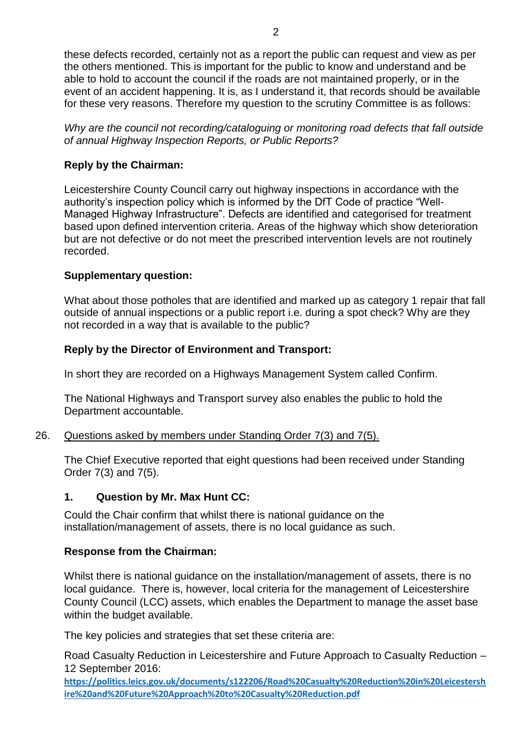these defects recorded, certainly not as a report the public can request and view as per the others mentioned. This is important for the public to know and understand and be able to hold to account the council if the roads are not maintained properly, or in the event of an accident happening. It is, as I understand it, that records should be available for these very reasons. Therefore my question to the scrutiny Committee is as follows:

*Why are the council not recording/cataloguing or monitoring road defects that fall outside of annual Highway Inspection Reports, or Public Reports?*

**Reply by the Chairman:**

Leicestershire County Council carry out highway inspections in accordance with the authority's inspection policy which is informed by the DfT Code of practice "Well-Managed Highway Infrastructure". Defects are identified and categorised for treatment based upon defined intervention criteria. Areas of the highway which show deterioration but are not defective or do not meet the prescribed intervention levels are not routinely recorded.

**Supplementary question:**

What about those potholes that are identified and marked up as category 1 repair that fall outside of annual inspections or a public report i.e. during a spot check? Why are they not recorded in a way that is available to the public?

**Reply by the Director of Environment and Transport:**

In short they are recorded on a Highways Management System called Confirm.

The National Highways and Transport survey also enables the public to hold the Department accountable.

26. Questions asked by members under Standing Order 7(3) and 7(5).

The Chief Executive reported that eight questions had been received under Standing Order 7(3) and 7(5).

**1. Question by Mr. Max Hunt CC:**

Could the Chair confirm that whilst there is national guidance on the installation/management of assets, there is no local guidance as such.

**Response from the Chairman:**

Whilst there is national guidance on the installation/management of assets, there is no local guidance. There is, however, local criteria for the management of Leicestershire County Council (LCC) assets, which enables the Department to manage the asset base within the budget available.

The key policies and strategies that set these criteria are:

Road Casualty Reduction in Leicestershire and Future Approach to Casualty Reduction – 12 September 2016:
**https://politics.leics.gov.uk/documents/s122206/Road%20Casualty%20Reduction%20in%20Leicestershire%20and%20Future%20Approach%20to%20Casualty%20Reduction.pdf**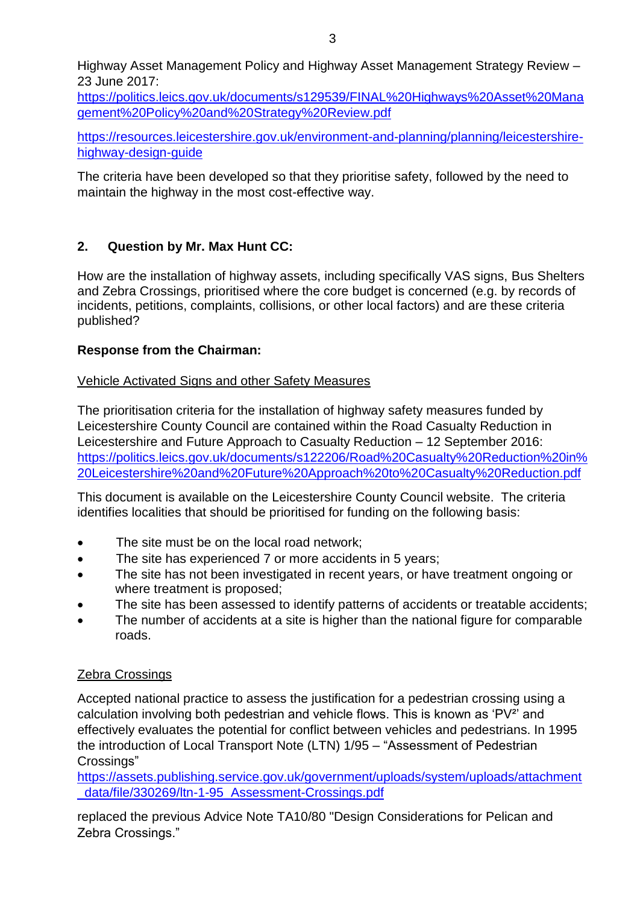Highway Asset Management Policy and Highway Asset Management Strategy Review – 23 June 2017:
https://politics.leics.gov.uk/documents/s129539/FINAL%20Highways%20Asset%20Management%20Policy%20and%20Strategy%20Review.pdf

https://resources.leicestershire.gov.uk/environment-and-planning/planning/leicestershire-highway-design-guide

The criteria have been developed so that they prioritise safety, followed by the need to maintain the highway in the most cost-effective way.

## 2. Question by Mr. Max Hunt CC:

How are the installation of highway assets, including specifically VAS signs, Bus Shelters and Zebra Crossings, prioritised where the core budget is concerned (e.g. by records of incidents, petitions, complaints, collisions, or other local factors) and are these criteria published?

**Response from the Chairman:**

Vehicle Activated Signs and other Safety Measures

The prioritisation criteria for the installation of highway safety measures funded by Leicestershire County Council are contained within the Road Casualty Reduction in Leicestershire and Future Approach to Casualty Reduction – 12 September 2016:
https://politics.leics.gov.uk/documents/s122206/Road%20Casualty%20Reduction%20in%20Leicestershire%20and%20Future%20Approach%20to%20Casualty%20Reduction.pdf

This document is available on the Leicestershire County Council website. The criteria identifies localities that should be prioritised for funding on the following basis:

- The site must be on the local road network;
- The site has experienced 7 or more accidents in 5 years;
- The site has not been investigated in recent years, or have treatment ongoing or where treatment is proposed;
- The site has been assessed to identify patterns of accidents or treatable accidents;
- The number of accidents at a site is higher than the national figure for comparable roads.

Zebra Crossings

Accepted national practice to assess the justification for a pedestrian crossing using a calculation involving both pedestrian and vehicle flows. This is known as 'PV²' and effectively evaluates the potential for conflict between vehicles and pedestrians. In 1995 the introduction of Local Transport Note (LTN) 1/95 – "Assessment of Pedestrian Crossings"
https://assets.publishing.service.gov.uk/government/uploads/system/uploads/attachment_data/file/330269/ltn-1-95_Assessment-Crossings.pdf

replaced the previous Advice Note TA10/80 "Design Considerations for Pelican and Zebra Crossings."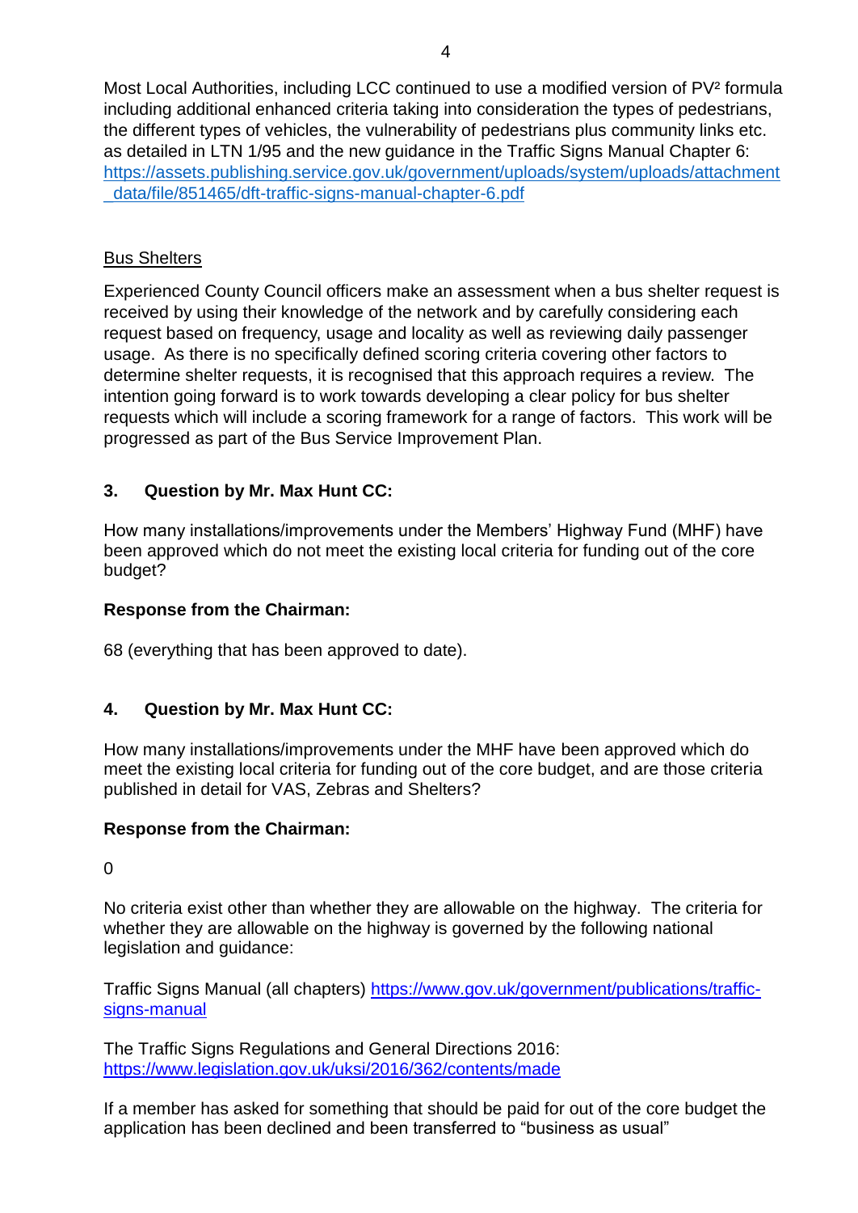Most Local Authorities, including LCC continued to use a modified version of $PV^2$ formula including additional enhanced criteria taking into consideration the types of pedestrians, the different types of vehicles, the vulnerability of pedestrians plus community links etc. as detailed in LTN 1/95 and the new guidance in the Traffic Signs Manual Chapter 6: https://assets.publishing.service.gov.uk/government/uploads/system/uploads/attachment_data/file/851465/dft-traffic-signs-manual-chapter-6.pdf

Bus Shelters

Experienced County Council officers make an assessment when a bus shelter request is received by using their knowledge of the network and by carefully considering each request based on frequency, usage and locality as well as reviewing daily passenger usage. As there is no specifically defined scoring criteria covering other factors to determine shelter requests, it is recognised that this approach requires a review. The intention going forward is to work towards developing a clear policy for bus shelter requests which will include a scoring framework for a range of factors. This work will be progressed as part of the Bus Service Improvement Plan.

**3. Question by Mr. Max Hunt CC:**

How many installations/improvements under the Members' Highway Fund (MHF) have been approved which do not meet the existing local criteria for funding out of the core budget?

**Response from the Chairman:**

68 (everything that has been approved to date).

**4. Question by Mr. Max Hunt CC:**

How many installations/improvements under the MHF have been approved which do meet the existing local criteria for funding out of the core budget, and are those criteria published in detail for VAS, Zebras and Shelters?

**Response from the Chairman:**

0

No criteria exist other than whether they are allowable on the highway. The criteria for whether they are allowable on the highway is governed by the following national legislation and guidance:

Traffic Signs Manual (all chapters) https://www.gov.uk/government/publications/traffic-signs-manual

The Traffic Signs Regulations and General Directions 2016: https://www.legislation.gov.uk/uksi/2016/362/contents/made

If a member has asked for something that should be paid for out of the core budget the application has been declined and been transferred to "business as usual"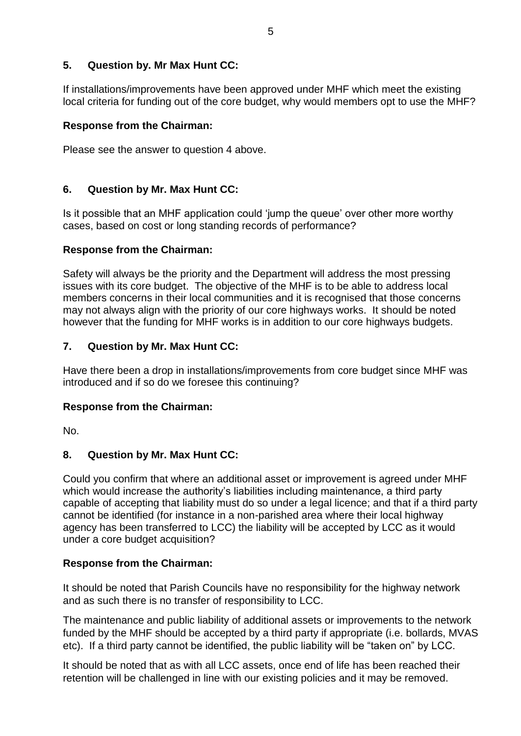## 5. Question by. Mr Max Hunt CC:

If installations/improvements have been approved under MHF which meet the existing local criteria for funding out of the core budget, why would members opt to use the MHF?

### Response from the Chairman:

Please see the answer to question 4 above.

## 6. Question by Mr. Max Hunt CC:

Is it possible that an MHF application could 'jump the queue' over other more worthy cases, based on cost or long standing records of performance?

### Response from the Chairman:

Safety will always be the priority and the Department will address the most pressing issues with its core budget. The objective of the MHF is to be able to address local members concerns in their local communities and it is recognised that those concerns may not always align with the priority of our core highways works. It should be noted however that the funding for MHF works is in addition to our core highways budgets.

## 7. Question by Mr. Max Hunt CC:

Have there been a drop in installations/improvements from core budget since MHF was introduced and if so do we foresee this continuing?

### Response from the Chairman:

No.

## 8. Question by Mr. Max Hunt CC:

Could you confirm that where an additional asset or improvement is agreed under MHF which would increase the authority's liabilities including maintenance, a third party capable of accepting that liability must do so under a legal licence; and that if a third party cannot be identified (for instance in a non-parished area where their local highway agency has been transferred to LCC) the liability will be accepted by LCC as it would under a core budget acquisition?

### Response from the Chairman:

It should be noted that Parish Councils have no responsibility for the highway network and as such there is no transfer of responsibility to LCC.

The maintenance and public liability of additional assets or improvements to the network funded by the MHF should be accepted by a third party if appropriate (i.e. bollards, MVAS etc). If a third party cannot be identified, the public liability will be "taken on" by LCC.

It should be noted that as with all LCC assets, once end of life has been reached their retention will be challenged in line with our existing policies and it may be removed.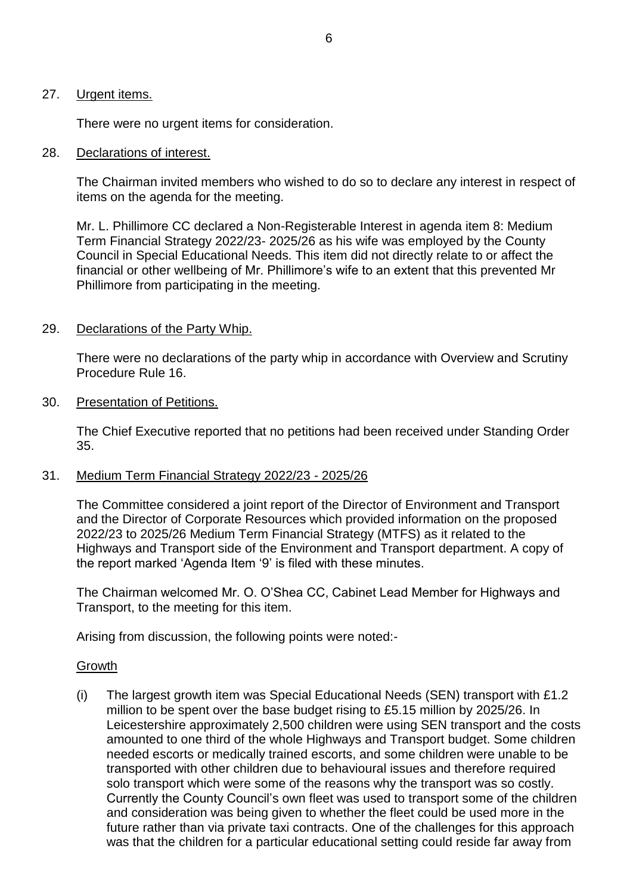27. Urgent items.

    There were no urgent items for consideration.

28. Declarations of interest.

    The Chairman invited members who wished to do so to declare any interest in respect of items on the agenda for the meeting.

    Mr. L. Phillimore CC declared a Non-Registerable Interest in agenda item 8: Medium Term Financial Strategy 2022/23- 2025/26 as his wife was employed by the County Council in Special Educational Needs. This item did not directly relate to or affect the financial or other wellbeing of Mr. Phillimore's wife to an extent that this prevented Mr Phillimore from participating in the meeting.

29. Declarations of the Party Whip.

    There were no declarations of the party whip in accordance with Overview and Scrutiny Procedure Rule 16.

30. Presentation of Petitions.

    The Chief Executive reported that no petitions had been received under Standing Order 35.

31. Medium Term Financial Strategy 2022/23 - 2025/26

    The Committee considered a joint report of the Director of Environment and Transport and the Director of Corporate Resources which provided information on the proposed 2022/23 to 2025/26 Medium Term Financial Strategy (MTFS) as it related to the Highways and Transport side of the Environment and Transport department. A copy of the report marked 'Agenda Item '9' is filed with these minutes.

    The Chairman welcomed Mr. O. O'Shea CC, Cabinet Lead Member for Highways and Transport, to the meeting for this item.

    Arising from discussion, the following points were noted:-

    Growth

    (i) The largest growth item was Special Educational Needs (SEN) transport with £1.2 million to be spent over the base budget rising to £5.15 million by 2025/26. In Leicestershire approximately 2,500 children were using SEN transport and the costs amounted to one third of the whole Highways and Transport budget. Some children needed escorts or medically trained escorts, and some children were unable to be transported with other children due to behavioural issues and therefore required solo transport which were some of the reasons why the transport was so costly. Currently the County Council's own fleet was used to transport some of the children and consideration was being given to whether the fleet could be used more in the future rather than via private taxi contracts. One of the challenges for this approach was that the children for a particular educational setting could reside far away from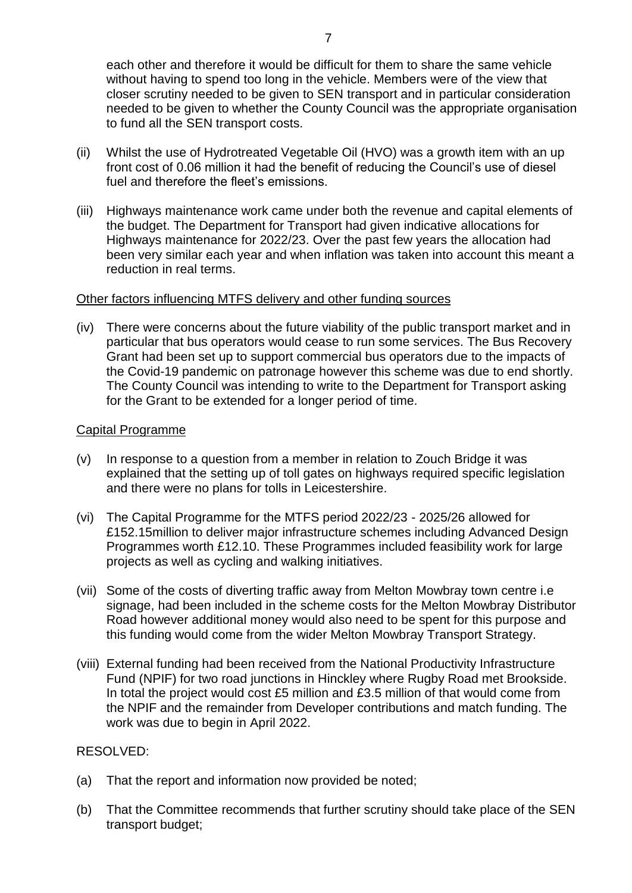each other and therefore it would be difficult for them to share the same vehicle without having to spend too long in the vehicle. Members were of the view that closer scrutiny needed to be given to SEN transport and in particular consideration needed to be given to whether the County Council was the appropriate organisation to fund all the SEN transport costs.

(ii) Whilst the use of Hydrotreated Vegetable Oil (HVO) was a growth item with an up front cost of 0.06 million it had the benefit of reducing the Council's use of diesel fuel and therefore the fleet's emissions.

(iii) Highways maintenance work came under both the revenue and capital elements of the budget. The Department for Transport had given indicative allocations for Highways maintenance for 2022/23. Over the past few years the allocation had been very similar each year and when inflation was taken into account this meant a reduction in real terms.

Other factors influencing MTFS delivery and other funding sources

(iv) There were concerns about the future viability of the public transport market and in particular that bus operators would cease to run some services. The Bus Recovery Grant had been set up to support commercial bus operators due to the impacts of the Covid-19 pandemic on patronage however this scheme was due to end shortly. The County Council was intending to write to the Department for Transport asking for the Grant to be extended for a longer period of time.

Capital Programme

(v) In response to a question from a member in relation to Zouch Bridge it was explained that the setting up of toll gates on highways required specific legislation and there were no plans for tolls in Leicestershire.

(vi) The Capital Programme for the MTFS period 2022/23 - 2025/26 allowed for £152.15million to deliver major infrastructure schemes including Advanced Design Programmes worth £12.10. These Programmes included feasibility work for large projects as well as cycling and walking initiatives.

(vii) Some of the costs of diverting traffic away from Melton Mowbray town centre i.e signage, had been included in the scheme costs for the Melton Mowbray Distributor Road however additional money would also need to be spent for this purpose and this funding would come from the wider Melton Mowbray Transport Strategy.

(viii) External funding had been received from the National Productivity Infrastructure Fund (NPIF) for two road junctions in Hinckley where Rugby Road met Brookside. In total the project would cost £5 million and £3.5 million of that would come from the NPIF and the remainder from Developer contributions and match funding. The work was due to begin in April 2022.

RESOLVED:

(a) That the report and information now provided be noted;

(b) That the Committee recommends that further scrutiny should take place of the SEN transport budget;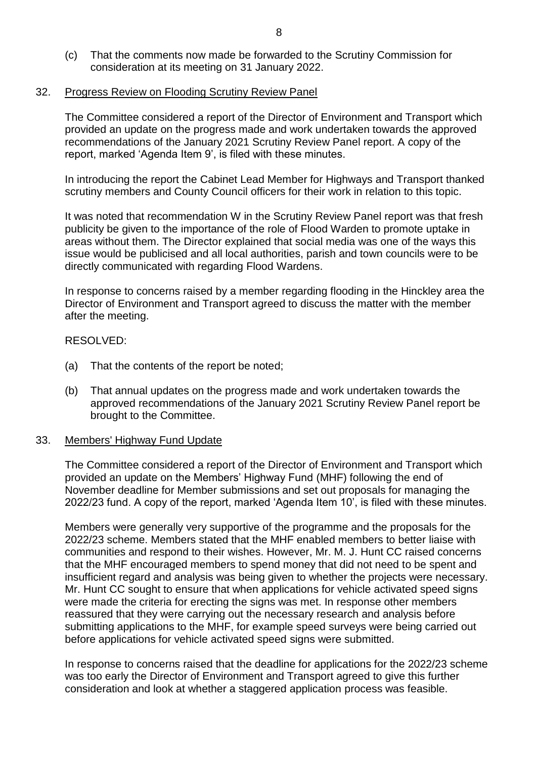(c) That the comments now made be forwarded to the Scrutiny Commission for consideration at its meeting on 31 January 2022.

## 32. Progress Review on Flooding Scrutiny Review Panel

The Committee considered a report of the Director of Environment and Transport which provided an update on the progress made and work undertaken towards the approved recommendations of the January 2021 Scrutiny Review Panel report. A copy of the report, marked 'Agenda Item 9', is filed with these minutes.

In introducing the report the Cabinet Lead Member for Highways and Transport thanked scrutiny members and County Council officers for their work in relation to this topic.

It was noted that recommendation W in the Scrutiny Review Panel report was that fresh publicity be given to the importance of the role of Flood Warden to promote uptake in areas without them. The Director explained that social media was one of the ways this issue would be publicised and all local authorities, parish and town councils were to be directly communicated with regarding Flood Wardens.

In response to concerns raised by a member regarding flooding in the Hinckley area the Director of Environment and Transport agreed to discuss the matter with the member after the meeting.

RESOLVED:

(a) That the contents of the report be noted;

(b) That annual updates on the progress made and work undertaken towards the approved recommendations of the January 2021 Scrutiny Review Panel report be brought to the Committee.

## 33. Members' Highway Fund Update

The Committee considered a report of the Director of Environment and Transport which provided an update on the Members' Highway Fund (MHF) following the end of November deadline for Member submissions and set out proposals for managing the 2022/23 fund. A copy of the report, marked 'Agenda Item 10', is filed with these minutes.

Members were generally very supportive of the programme and the proposals for the 2022/23 scheme. Members stated that the MHF enabled members to better liaise with communities and respond to their wishes. However, Mr. M. J. Hunt CC raised concerns that the MHF encouraged members to spend money that did not need to be spent and insufficient regard and analysis was being given to whether the projects were necessary. Mr. Hunt CC sought to ensure that when applications for vehicle activated speed signs were made the criteria for erecting the signs was met. In response other members reassured that they were carrying out the necessary research and analysis before submitting applications to the MHF, for example speed surveys were being carried out before applications for vehicle activated speed signs were submitted.

In response to concerns raised that the deadline for applications for the 2022/23 scheme was too early the Director of Environment and Transport agreed to give this further consideration and look at whether a staggered application process was feasible.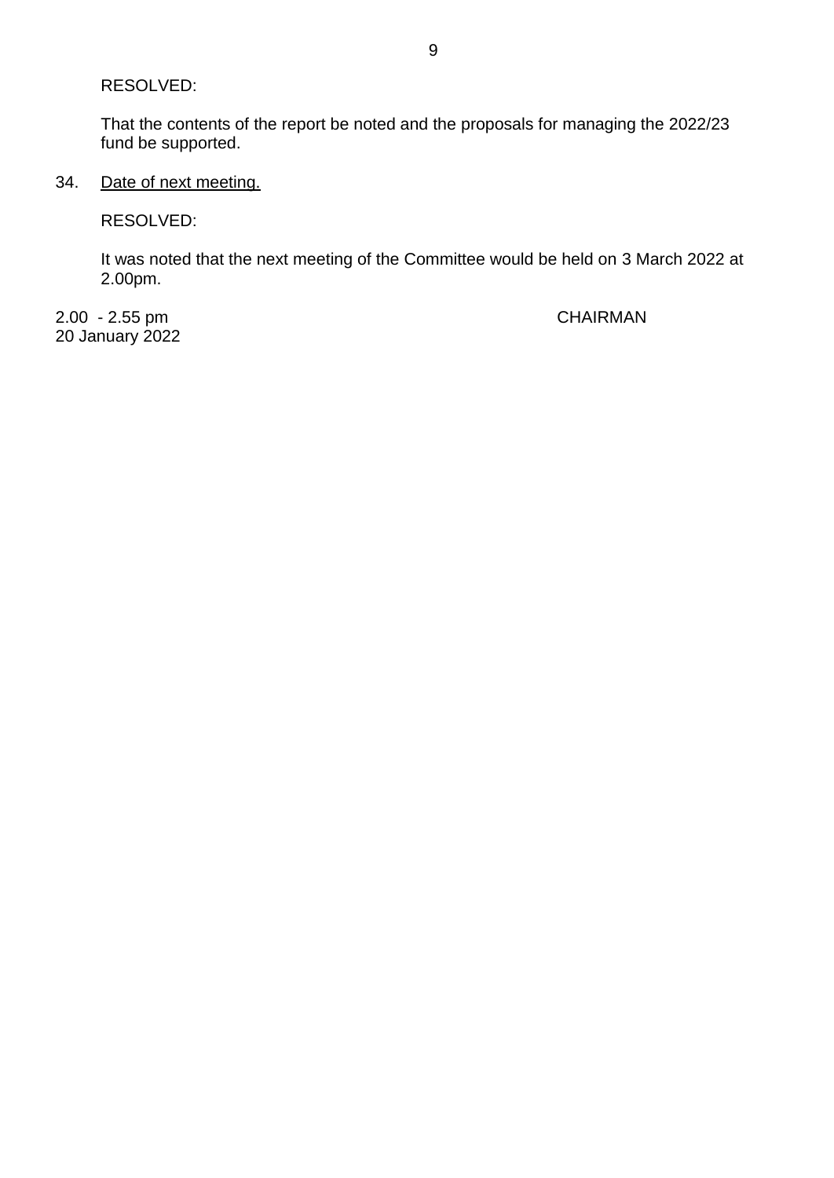RESOLVED:

That the contents of the report be noted and the proposals for managing the 2022/23 fund be supported.

34. Date of next meeting.

RESOLVED:

It was noted that the next meeting of the Committee would be held on 3 March 2022 at 2.00pm.

2.00 - 2.55 pm  
20 January 2022

CHAIRMAN